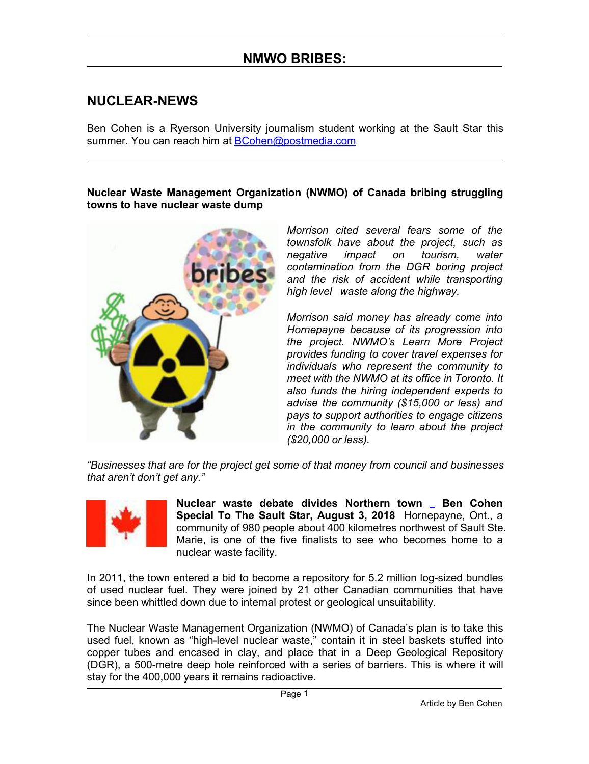## NMWO BRIBES:

## NUCLEAR-NEWS

Ben Cohen is a Ryerson University journalism student working at the Sault Star this summer. You can reach him at [BCohen@postmedia.com](mailto:BCohen@postmedia.com)

---

**Nuclear Waste Management Organization (NWMO) of Canada bribing struggling towns to have nuclear waste dump**

*Morrison cited several fears some of the townsfolk have about the project, such as negative impact on tourism, water contamination from the DGR boring project and the risk of accident while transporting high level waste along the highway.*

*Morrison said money has already come into Hornepayne because of its progression into the project. NWMO's Learn More Project provides funding to cover travel expenses for individuals who represent the community to meet with the NWMO at its office in Toronto. It also funds the hiring independent experts to advise the community ($15,000 or less) and pays to support authorities to engage citizens in the community to learn about the project ($20,000 or less).*

*"Businesses that are for the project get some of that money from council and businesses that aren't don't get any."*

**Nuclear waste debate divides Northern town _ Ben Cohen Special To The Sault Star, August 3, 2018** Hornepayne, Ont., a community of 980 people about 400 kilometres northwest of Sault Ste. Marie, is one of the five finalists to see who becomes home to a nuclear waste facility.

In 2011, the town entered a bid to become a repository for 5.2 million log-sized bundles of used nuclear fuel. They were joined by 21 other Canadian communities that have since been whittled down due to internal protest or geological unsuitability.

The Nuclear Waste Management Organization (NWMO) of Canada's plan is to take this used fuel, known as "high-level nuclear waste," contain it in steel baskets stuffed into copper tubes and encased in clay, and place that in a Deep Geological Repository (DGR), a 500-metre deep hole reinforced with a series of barriers. This is where it will stay for the 400,000 years it remains radioactive.

Article by Ben Cohen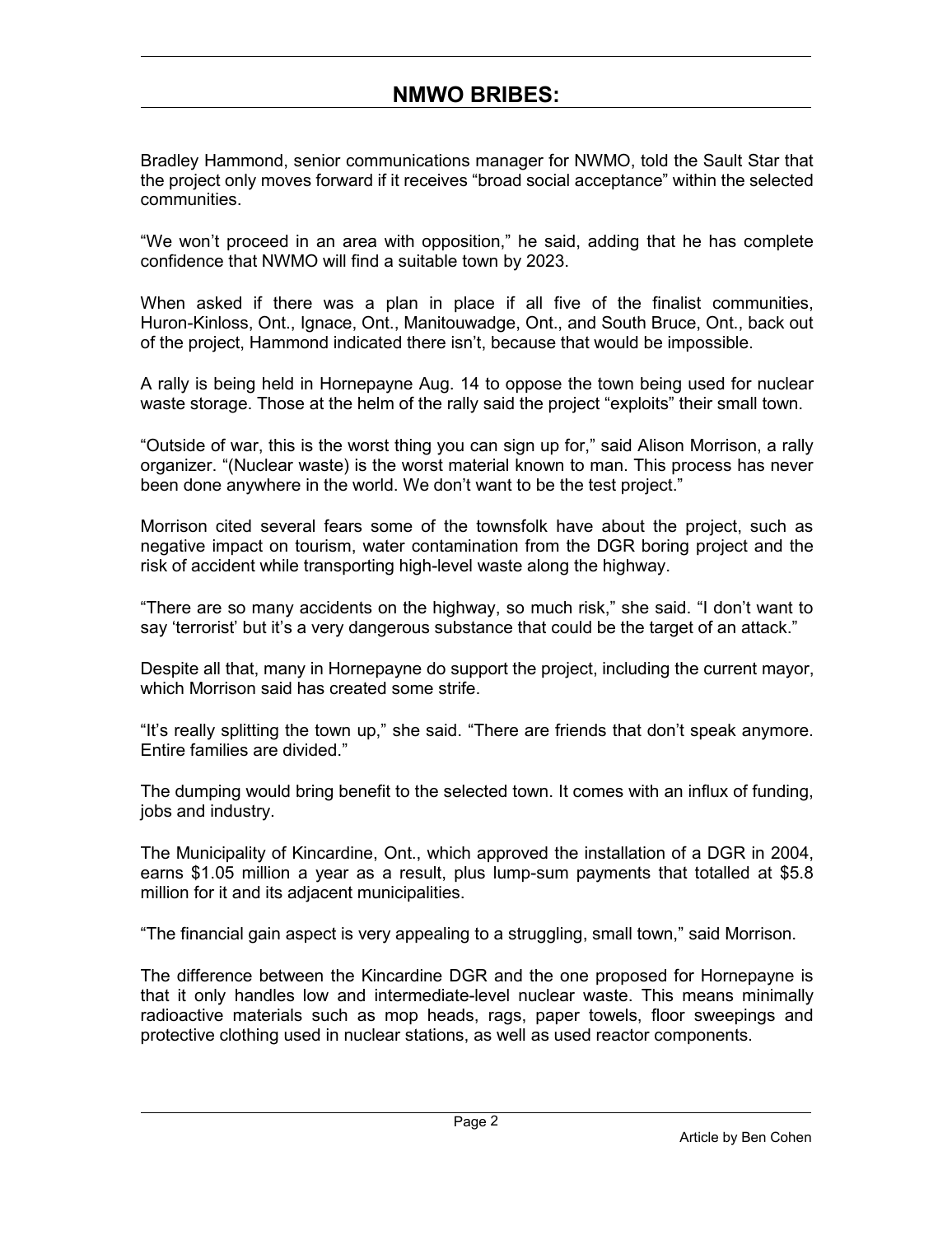## NMWO BRIBES:

Bradley Hammond, senior communications manager for NWMO, told the Sault Star that the project only moves forward if it receives "broad social acceptance" within the selected communities.

"We won't proceed in an area with opposition," he said, adding that he has complete confidence that NWMO will find a suitable town by 2023.

When asked if there was a plan in place if all five of the finalist communities, Huron-Kinloss, Ont., Ignace, Ont., Manitouwadge, Ont., and South Bruce, Ont., back out of the project, Hammond indicated there isn't, because that would be impossible.

A rally is being held in Hornepayne Aug. 14 to oppose the town being used for nuclear waste storage. Those at the helm of the rally said the project "exploits" their small town.

"Outside of war, this is the worst thing you can sign up for," said Alison Morrison, a rally organizer. "(Nuclear waste) is the worst material known to man. This process has never been done anywhere in the world. We don't want to be the test project."

Morrison cited several fears some of the townsfolk have about the project, such as negative impact on tourism, water contamination from the DGR boring project and the risk of accident while transporting high-level waste along the highway.

"There are so many accidents on the highway, so much risk," she said. "I don't want to say 'terrorist' but it's a very dangerous substance that could be the target of an attack."

Despite all that, many in Hornepayne do support the project, including the current mayor, which Morrison said has created some strife.

"It's really splitting the town up," she said. "There are friends that don't speak anymore. Entire families are divided."

The dumping would bring benefit to the selected town. It comes with an influx of funding, jobs and industry.

The Municipality of Kincardine, Ont., which approved the installation of a DGR in 2004, earns $1.05 million a year as a result, plus lump-sum payments that totalled at $5.8 million for it and its adjacent municipalities.

"The financial gain aspect is very appealing to a struggling, small town," said Morrison.

The difference between the Kincardine DGR and the one proposed for Hornepayne is that it only handles low and intermediate-level nuclear waste. This means minimally radioactive materials such as mop heads, rags, paper towels, floor sweepings and protective clothing used in nuclear stations, as well as used reactor components.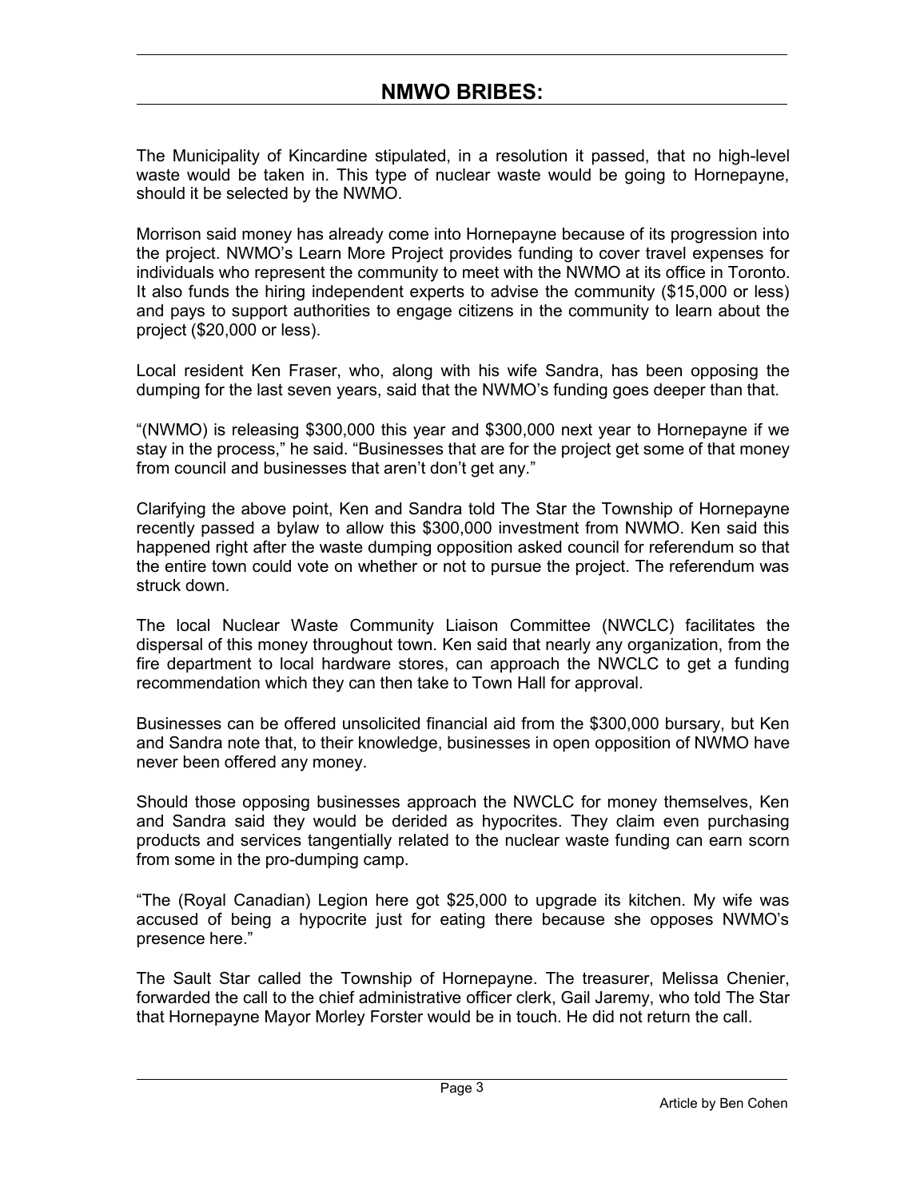## NMWO BRIBES:

The Municipality of Kincardine stipulated, in a resolution it passed, that no high-level waste would be taken in. This type of nuclear waste would be going to Hornepayne, should it be selected by the NWMO.

Morrison said money has already come into Hornepayne because of its progression into the project. NWMO's Learn More Project provides funding to cover travel expenses for individuals who represent the community to meet with the NWMO at its office in Toronto. It also funds the hiring independent experts to advise the community ($15,000 or less) and pays to support authorities to engage citizens in the community to learn about the project ($20,000 or less).

Local resident Ken Fraser, who, along with his wife Sandra, has been opposing the dumping for the last seven years, said that the NWMO's funding goes deeper than that.

"(NWMO) is releasing $300,000 this year and $300,000 next year to Hornepayne if we stay in the process," he said. "Businesses that are for the project get some of that money from council and businesses that aren't don't get any."

Clarifying the above point, Ken and Sandra told The Star the Township of Hornepayne recently passed a bylaw to allow this $300,000 investment from NWMO. Ken said this happened right after the waste dumping opposition asked council for referendum so that the entire town could vote on whether or not to pursue the project. The referendum was struck down.

The local Nuclear Waste Community Liaison Committee (NWCLC) facilitates the dispersal of this money throughout town. Ken said that nearly any organization, from the fire department to local hardware stores, can approach the NWCLC to get a funding recommendation which they can then take to Town Hall for approval.

Businesses can be offered unsolicited financial aid from the $300,000 bursary, but Ken and Sandra note that, to their knowledge, businesses in open opposition of NWMO have never been offered any money.

Should those opposing businesses approach the NWCLC for money themselves, Ken and Sandra said they would be derided as hypocrites. They claim even purchasing products and services tangentially related to the nuclear waste funding can earn scorn from some in the pro-dumping camp.

"The (Royal Canadian) Legion here got $25,000 to upgrade its kitchen. My wife was accused of being a hypocrite just for eating there because she opposes NWMO's presence here."

The Sault Star called the Township of Hornepayne. The treasurer, Melissa Chenier, forwarded the call to the chief administrative officer clerk, Gail Jaremy, who told The Star that Hornepayne Mayor Morley Forster would be in touch. He did not return the call.

Article by Ben Cohen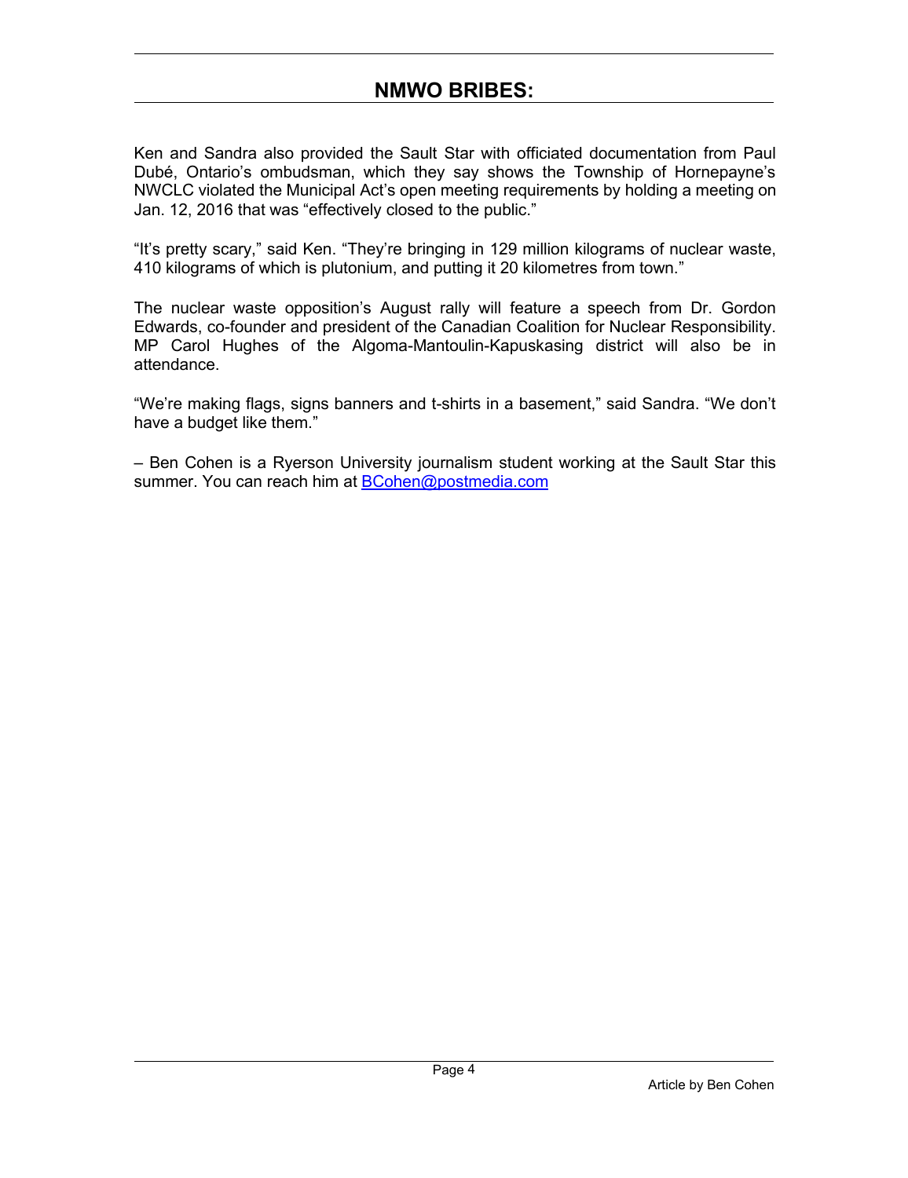## NMWO BRIBES:

Ken and Sandra also provided the Sault Star with officiated documentation from Paul Dubé, Ontario's ombudsman, which they say shows the Township of Hornepayne's NWCLC violated the Municipal Act's open meeting requirements by holding a meeting on Jan. 12, 2016 that was "effectively closed to the public."

"It's pretty scary," said Ken. "They're bringing in 129 million kilograms of nuclear waste, 410 kilograms of which is plutonium, and putting it 20 kilometres from town."

The nuclear waste opposition's August rally will feature a speech from Dr. Gordon Edwards, co-founder and president of the Canadian Coalition for Nuclear Responsibility. MP Carol Hughes of the Algoma-Mantoulin-Kapuskasing district will also be in attendance.

"We're making flags, signs banners and t-shirts in a basement," said Sandra. "We don't have a budget like them."

– Ben Cohen is a Ryerson University journalism student working at the Sault Star this summer. You can reach him at BCohen@postmedia.com